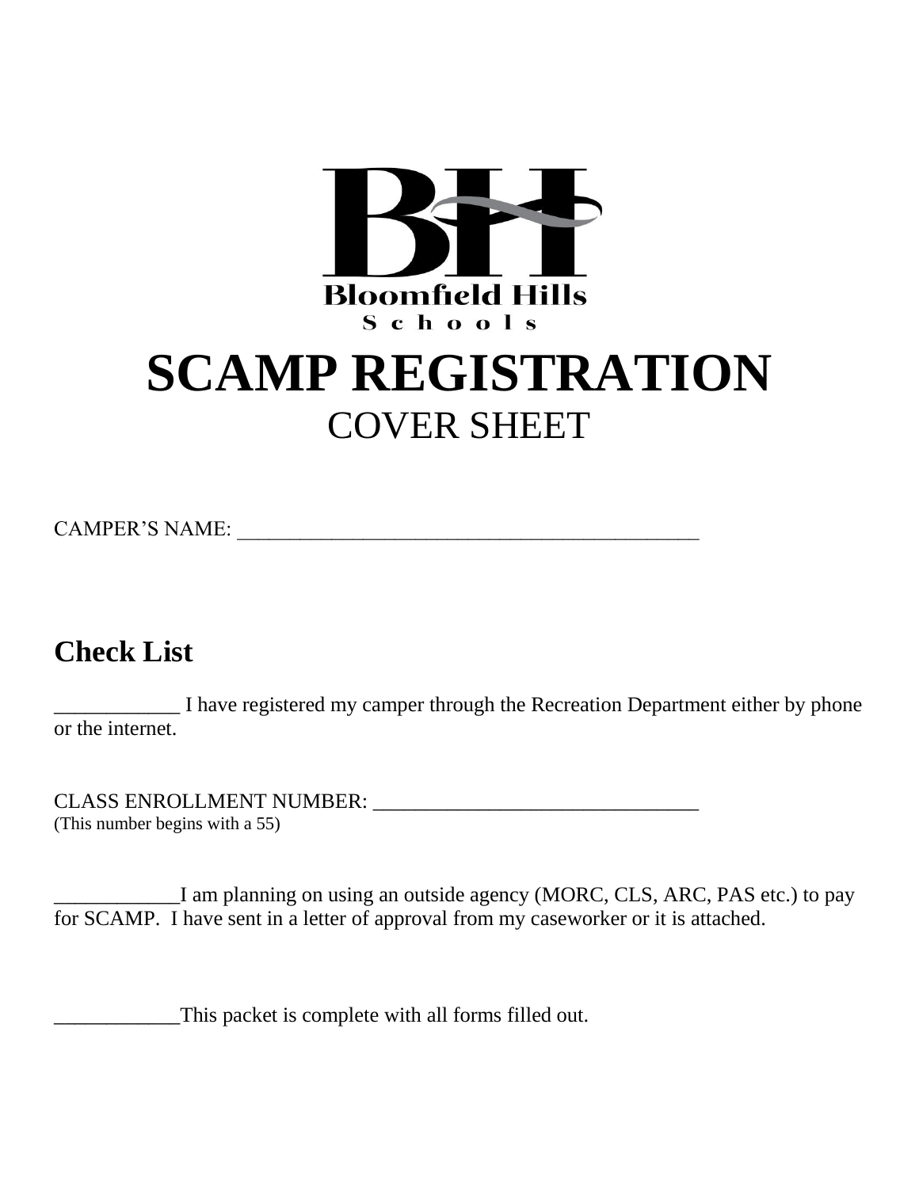Bloomfield Hills Schools

# SCAMP REGISTRATION

## COVER SHEET

CAMPER'S NAME: _______________________________________________

## Check List

____________ I have registered my camper through the Recreation Department either by phone or the internet.

CLASS ENROLLMENT NUMBER: _________________________________
(This number begins with a 55)

____________I am planning on using an outside agency (MORC, CLS, ARC, PAS etc.) to pay for SCAMP. I have sent in a letter of approval from my caseworker or it is attached.

____________This packet is complete with all forms filled out.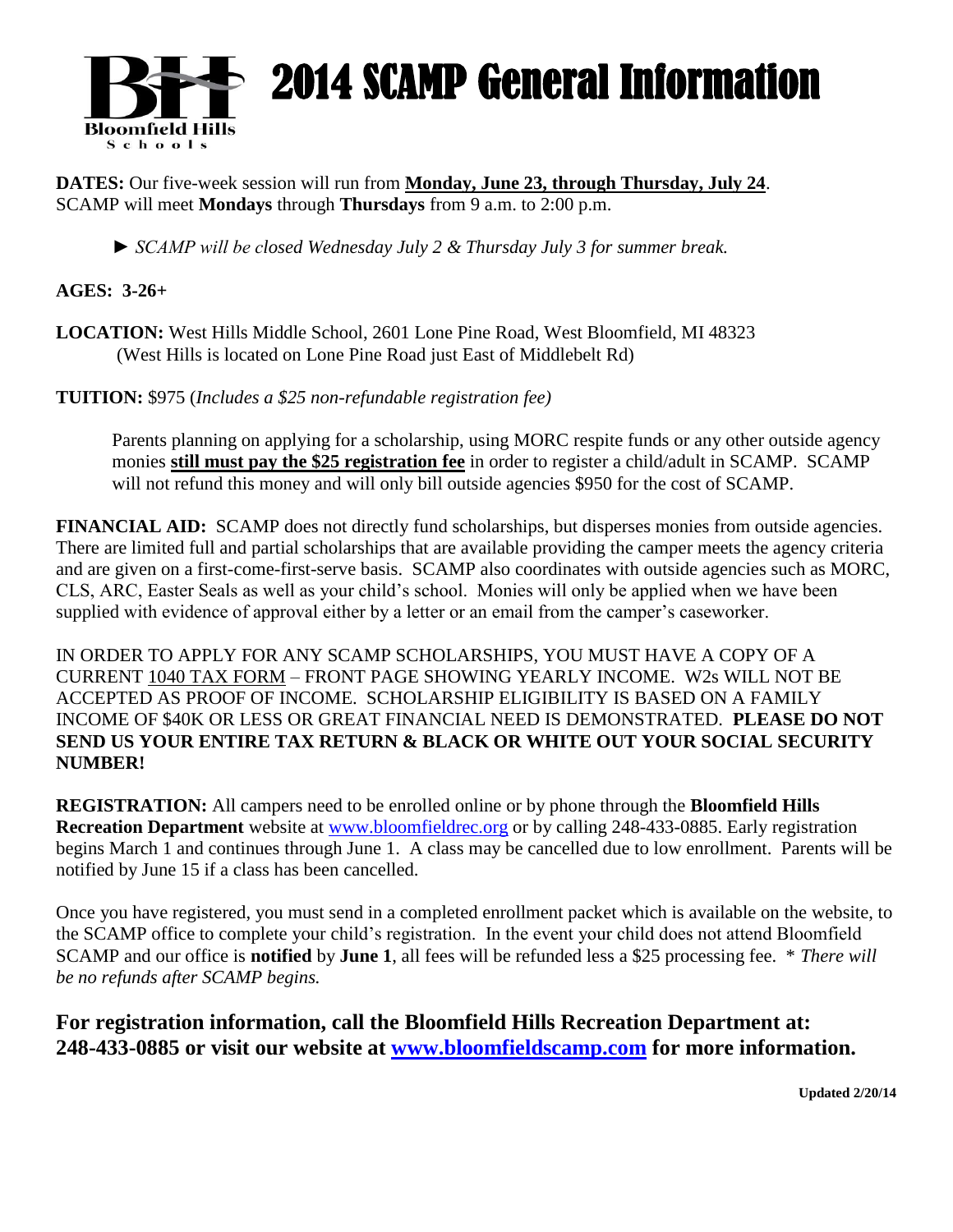# 2014 SCAMP General Information

**DATES:** Our five-week session will run from **Monday, June 23, through Thursday, July 24**. SCAMP will meet **Mondays** through **Thursdays** from 9 a.m. to 2:00 p.m.

► *SCAMP will be closed Wednesday July 2 & Thursday July 3 for summer break.*

**AGES: 3-26+**

**LOCATION:** West Hills Middle School, 2601 Lone Pine Road, West Bloomfield, MI 48323
(West Hills is located on Lone Pine Road just East of Middlebelt Rd)

**TUITION:** $975 (*Includes a $25 non-refundable registration fee)*

Parents planning on applying for a scholarship, using MORC respite funds or any other outside agency monies **still must pay the $25 registration fee** in order to register a child/adult in SCAMP. SCAMP will not refund this money and will only bill outside agencies $950 for the cost of SCAMP.

**FINANCIAL AID:** SCAMP does not directly fund scholarships, but disperses monies from outside agencies. There are limited full and partial scholarships that are available providing the camper meets the agency criteria and are given on a first-come-first-serve basis. SCAMP also coordinates with outside agencies such as MORC, CLS, ARC, Easter Seals as well as your child's school. Monies will only be applied when we have been supplied with evidence of approval either by a letter or an email from the camper's caseworker.

IN ORDER TO APPLY FOR ANY SCAMP SCHOLARSHIPS, YOU MUST HAVE A COPY OF A CURRENT 1040 TAX FORM – FRONT PAGE SHOWING YEARLY INCOME. W2s WILL NOT BE ACCEPTED AS PROOF OF INCOME. SCHOLARSHIP ELIGIBILITY IS BASED ON A FAMILY INCOME OF $40K OR LESS OR GREAT FINANCIAL NEED IS DEMONSTRATED. **PLEASE DO NOT SEND US YOUR ENTIRE TAX RETURN & BLACK OR WHITE OUT YOUR SOCIAL SECURITY NUMBER!**

**REGISTRATION:** All campers need to be enrolled online or by phone through the **Bloomfield Hills Recreation Department** website at www.bloomfieldrec.org or by calling 248-433-0885. Early registration begins March 1 and continues through June 1. A class may be cancelled due to low enrollment. Parents will be notified by June 15 if a class has been cancelled.

Once you have registered, you must send in a completed enrollment packet which is available on the website, to the SCAMP office to complete your child's registration. In the event your child does not attend Bloomfield SCAMP and our office is **notified** by **June 1**, all fees will be refunded less a $25 processing fee. * *There will be no refunds after SCAMP begins.*

## For registration information, call the Bloomfield Hills Recreation Department at: 248-433-0885 or visit our website at www.bloomfieldscamp.com for more information.

Updated 2/20/14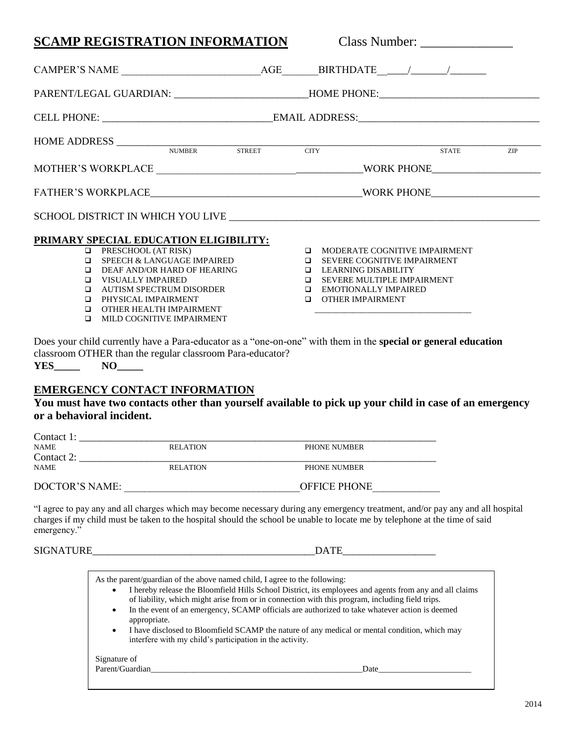## SCAMP REGISTRATION INFORMATION

Class Number: ______________

CAMPER'S NAME __________________________ AGE_______ BIRTHDATE__ ____/_______/_______

PARENT/LEGAL GUARDIAN: _________________________ HOME PHONE: ______________________________

CELL PHONE: ________________________________ EMAIL ADDRESS: __________________________________

HOME ADDRESS ______________________________________________________________________________
NUMBER STREET CITY STATE ZIP

MOTHER'S WORKPLACE _______________________________________ WORK PHONE_____________________

FATHER'S WORKPLACE________________________________________ WORK PHONE_____________________

SCHOOL DISTRICT IN WHICH YOU LIVE ____________________________________________________________

### PRIMARY SPECIAL EDUCATION ELIGIBILITY:

- ☐ PRESCHOOL (AT RISK)
- ☐ SPEECH & LANGUAGE IMPAIRED
- ☐ DEAF AND/OR HARD OF HEARING
- ☐ VISUALLY IMPAIRED
- ☐ AUTISM SPECTRUM DISORDER
- ☐ PHYSICAL IMPAIRMENT
- ☐ OTHER HEALTH IMPAIRMENT
- ☐ MILD COGNITIVE IMPAIRMENT
- ☐ MODERATE COGNITIVE IMPAIRMENT
- ☐ SEVERE COGNITIVE IMPAIRMENT
- ☐ LEARNING DISABILITY
- ☐ SEVERE MULTIPLE IMPAIRMENT
- ☐ EMOTIONALLY IMPAIRED
- ☐ OTHER IMPAIRMENT

__________________________________

Does your child currently have a Para-educator as a "one-on-one" with them in the **special or general education** classroom OTHER than the regular classroom Para-educator?

**YES_____ NO_____**

### EMERGENCY CONTACT INFORMATION

**You must have two contacts other than yourself available to pick up your child in case of an emergency or a behavioral incident.**

Contact 1: _______________________________________________________________________
NAME RELATION PHONE NUMBER

Contact 2: _______________________________________________________________________
NAME RELATION PHONE NUMBER

DOCTOR'S NAME: _________________________________ OFFICE PHONE_____________

"I agree to pay any and all charges which may become necessary during any emergency treatment, and/or pay any and all hospital charges if my child must be taken to the hospital should the school be unable to locate me by telephone at the time of said emergency."

SIGNATURE___________________________________________ DATE_________________

As the parent/guardian of the above named child, I agree to the following:

- I hereby release the Bloomfield Hills School District, its employees and agents from any and all claims of liability, which might arise from or in connection with this program, including field trips.
- In the event of an emergency, SCAMP officials are authorized to take whatever action is deemed appropriate.
- I have disclosed to Bloomfield SCAMP the nature of any medical or mental condition, which may interfere with my child's participation in the activity.

Signature of
Parent/Guardian__________________________________________________ Date_____________________

2014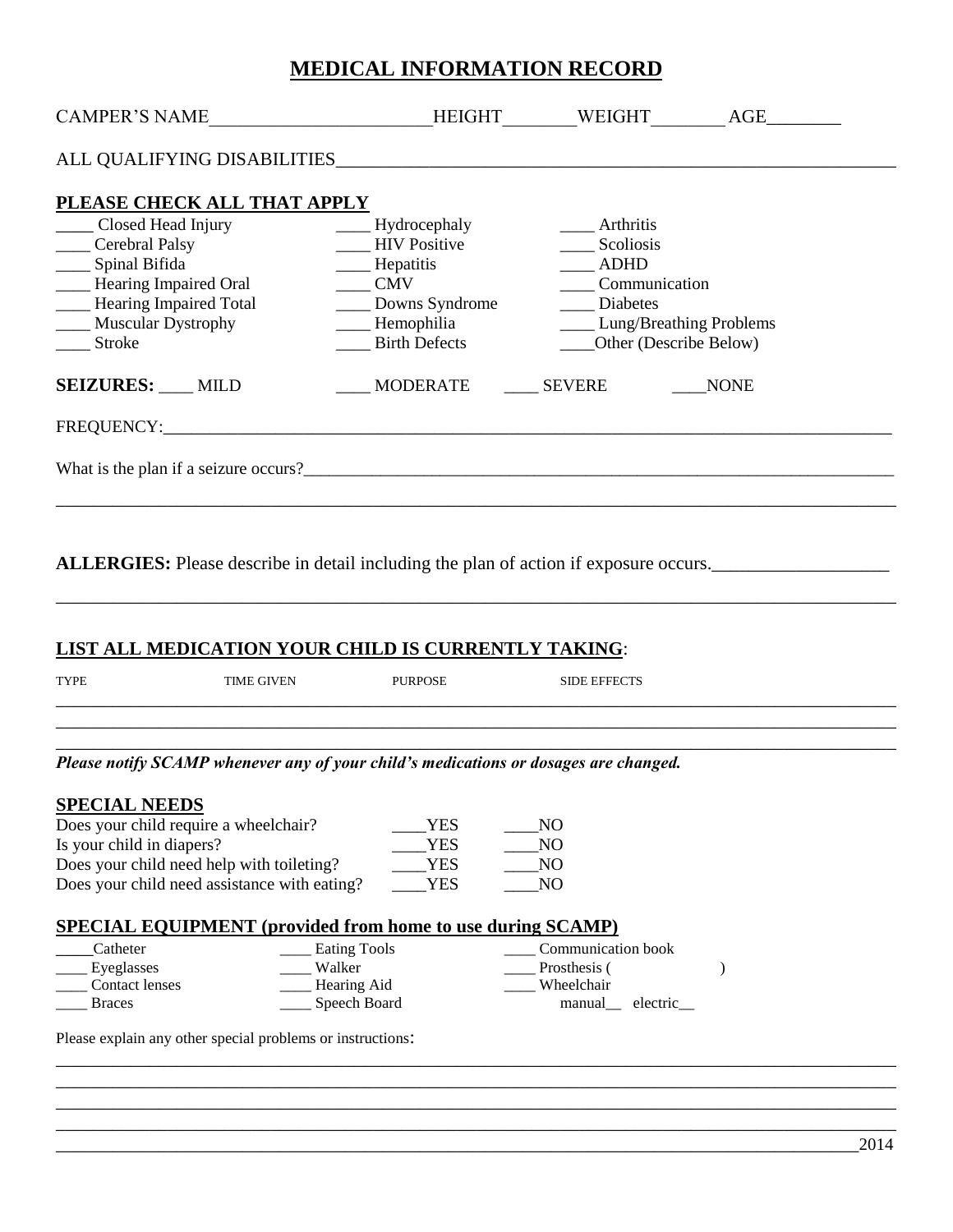# MEDICAL INFORMATION RECORD

CAMPER'S NAME________________________HEIGHT________WEIGHT________ AGE________

ALL QUALIFYING DISABILITIES_______________________________________________________________

## PLEASE CHECK ALL THAT APPLY

____ Closed Head Injury
____ Cerebral Palsy
____ Spinal Bifida
____ Hearing Impaired Oral
____ Hearing Impaired Total
____ Muscular Dystrophy
____ Stroke
____ Hydrocephaly
____ HIV Positive
____ Hepatitis
____ CMV
____ Downs Syndrome
____ Hemophilia
____ Birth Defects
____ Arthritis
____ Scoliosis
____ ADHD
____ Communication
____ Diabetes
____ Lung/Breathing Problems
____Other (Describe Below)

**SEIZURES:** ____ MILD ____ MODERATE ____ SEVERE ____NONE

FREQUENCY:_______________________________________________________________________________

What is the plan if a seizure occurs?________________________________________________________

___________________________________________________________________________________________

**ALLERGIES:** Please describe in detail including the plan of action if exposure occurs.___________________

___________________________________________________________________________________________

## LIST ALL MEDICATION YOUR CHILD IS CURRENTLY TAKING:

| TYPE | TIME GIVEN | PURPOSE | SIDE EFFECTS |
|---|---|---|---|
| | | | |
| | | | |
| | | | |

***Please notify SCAMP whenever any of your child's medications or dosages are changed.***

## SPECIAL NEEDS

Does your child require a wheelchair? ____YES ____NO
Is your child in diapers? ____YES ____NO
Does your child need help with toileting? ____YES ____NO
Does your child need assistance with eating? ____YES ____NO

## SPECIAL EQUIPMENT (provided from home to use during SCAMP)

_____Catheter
____ Eyeglasses
____ Contact lenses
____ Braces
____ Eating Tools
____ Walker
____ Hearing Aid
____ Speech Board
____ Communication book
____ Prosthesis ( )
____ Wheelchair
manual__ electric__

Please explain any other special problems or instructions:

___________________________________________________________________________________________

___________________________________________________________________________________________

___________________________________________________________________________________________

___________________________________________________________________________________________

_________________________________________________________________________________________2014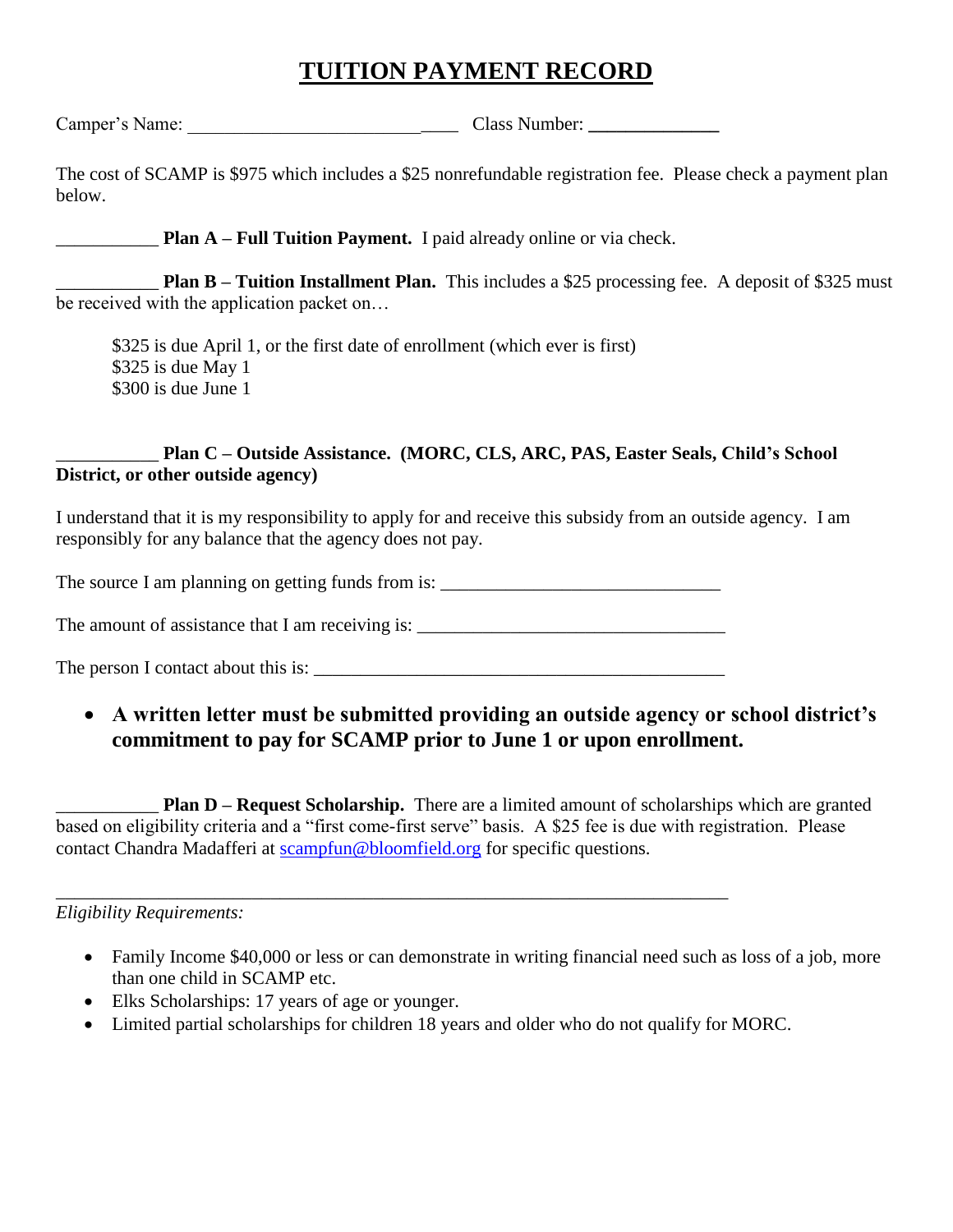# TUITION PAYMENT RECORD

Camper's Name: ______________________________ Class Number: ______________

The cost of SCAMP is $975 which includes a $25 nonrefundable registration fee. Please check a payment plan below.

___________ **Plan A – Full Tuition Payment.** I paid already online or via check.

___________ **Plan B – Tuition Installment Plan.** This includes a $25 processing fee. A deposit of $325 must be received with the application packet on…

> $325 is due April 1, or the first date of enrollment (which ever is first)
> $325 is due May 1
> $300 is due June 1

___________ **Plan C – Outside Assistance. (MORC, CLS, ARC, PAS, Easter Seals, Child's School District, or other outside agency)**

I understand that it is my responsibility to apply for and receive this subsidy from an outside agency. I am responsibly for any balance that the agency does not pay.

The source I am planning on getting funds from is: ______________________________

The amount of assistance that I am receiving is: _________________________________

The person I contact about this is: ____________________________________________

- **A written letter must be submitted providing an outside agency or school district's commitment to pay for SCAMP prior to June 1 or upon enrollment.**

___________ **Plan D – Request Scholarship.** There are a limited amount of scholarships which are granted based on eligibility criteria and a "first come-first serve" basis. A $25 fee is due with registration. Please contact Chandra Madafferi at scampfun@bloomfield.org for specific questions.

_________________________________________________________________________

*Eligibility Requirements:*

- Family Income $40,000 or less or can demonstrate in writing financial need such as loss of a job, more than one child in SCAMP etc.
- Elks Scholarships: 17 years of age or younger.
- Limited partial scholarships for children 18 years and older who do not qualify for MORC.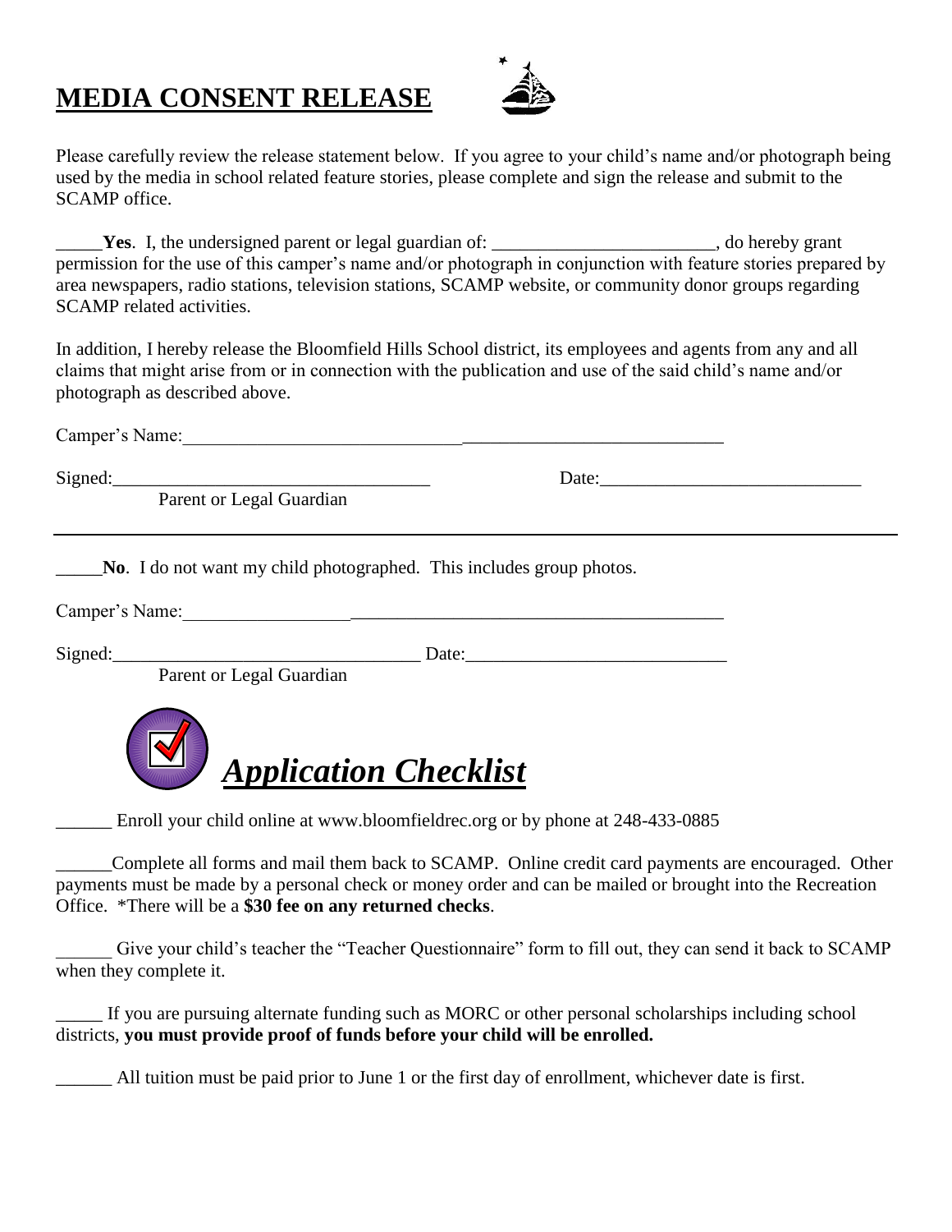# MEDIA CONSENT RELEASE

Please carefully review the release statement below. If you agree to your child's name and/or photograph being used by the media in school related feature stories, please complete and sign the release and submit to the SCAMP office.

_____**Yes**. I, the undersigned parent or legal guardian of: ________________________, do hereby grant permission for the use of this camper's name and/or photograph in conjunction with feature stories prepared by area newspapers, radio stations, television stations, SCAMP website, or community donor groups regarding SCAMP related activities.

In addition, I hereby release the Bloomfield Hills School district, its employees and agents from any and all claims that might arise from or in connection with the publication and use of the said child's name and/or photograph as described above.

Camper's Name:__________________________________________________________

Signed:___________________________________ Date:____________________________
Parent or Legal Guardian

---

_____**No**. I do not want my child photographed. This includes group photos.

Camper's Name:__________________________________________________________

Signed:_________________________________ Date:____________________________
Parent or Legal Guardian

## ***Application Checklist***

______ Enroll your child online at www.bloomfieldrec.org or by phone at 248-433-0885

______Complete all forms and mail them back to SCAMP. Online credit card payments are encouraged. Other payments must be made by a personal check or money order and can be mailed or brought into the Recreation Office. *There will be a **$30 fee on any returned checks**.

______ Give your child's teacher the "Teacher Questionnaire" form to fill out, they can send it back to SCAMP when they complete it.

_____ If you are pursuing alternate funding such as MORC or other personal scholarships including school districts, **you must provide proof of funds before your child will be enrolled.**

______ All tuition must be paid prior to June 1 or the first day of enrollment, whichever date is first.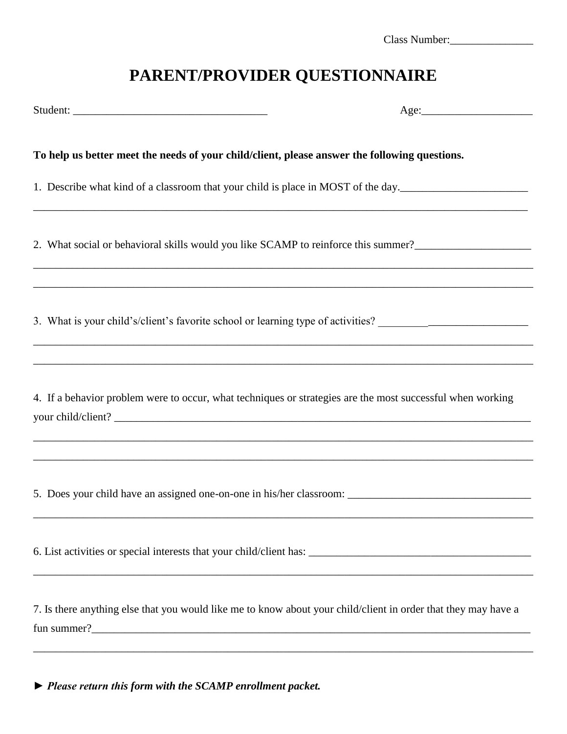Class Number:_______________

# PARENT/PROVIDER QUESTIONNAIRE

Student: __________________________________ Age:____________________

**To help us better meet the needs of your child/client, please answer the following questions.**

1. Describe what kind of a classroom that your child is place in MOST of the day.________________________
_____________________________________________________________________________________________

2. What social or behavioral skills would you like SCAMP to reinforce this summer?_____________________
_____________________________________________________________________________________________
_____________________________________________________________________________________________

3. What is your child's/client's favorite school or learning type of activities? ___________________________
_____________________________________________________________________________________________
_____________________________________________________________________________________________

4. If a behavior problem were to occur, what techniques or strategies are the most successful when working your child/client? _________________________________________________________________________
_____________________________________________________________________________________________
_____________________________________________________________________________________________

5. Does your child have an assigned one-on-one in his/her classroom: _________________________________
_____________________________________________________________________________________________

6. List activities or special interests that your child/client has: _________________________________________
_____________________________________________________________________________________________

7. Is there anything else that you would like me to know about your child/client in order that they may have a fun summer?______________________________________________________________________________
_____________________________________________________________________________________________

► ***Please return this form with the SCAMP enrollment packet.***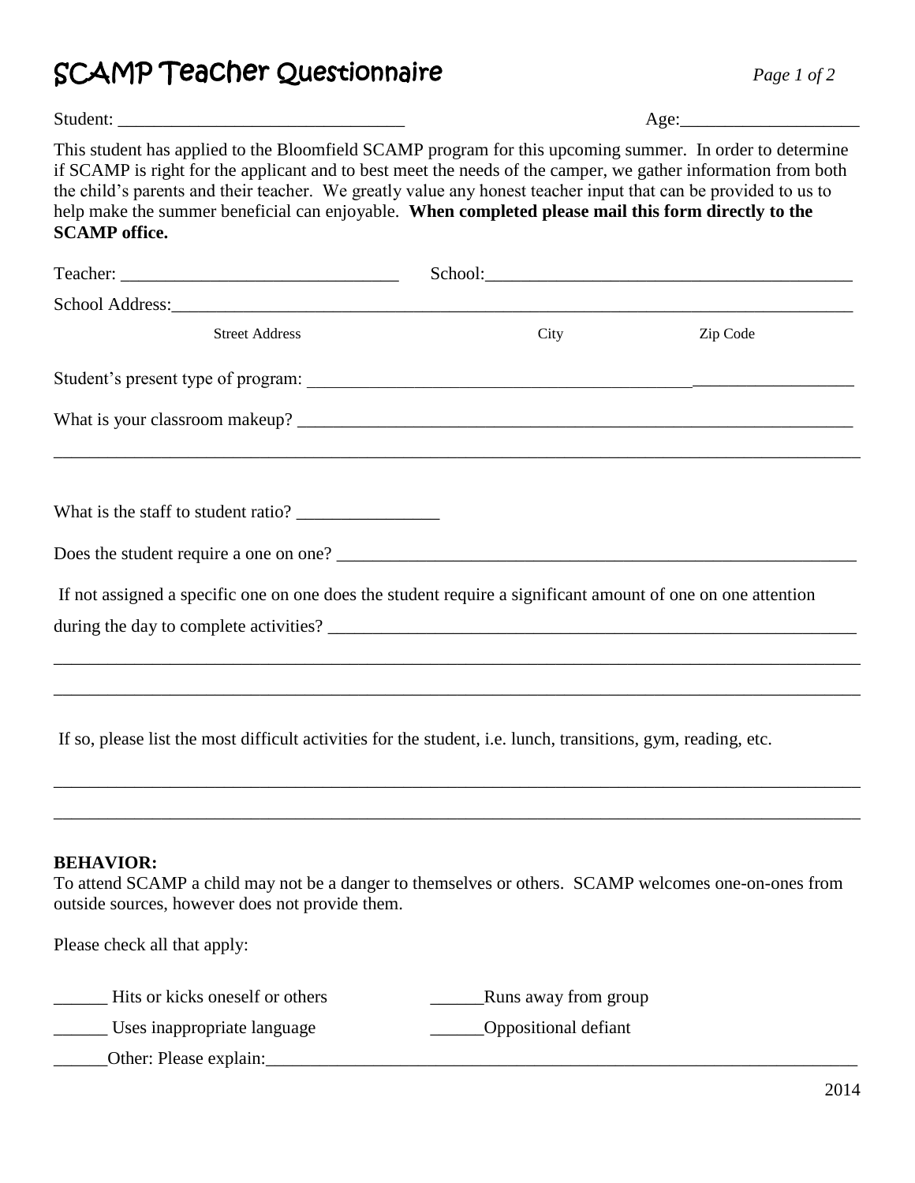# SCAMP Teacher Questionnaire

Student: _______________________________ Age:___________________

This student has applied to the Bloomfield SCAMP program for this upcoming summer. In order to determine if SCAMP is right for the applicant and to best meet the needs of the camper, we gather information from both the child's parents and their teacher. We greatly value any honest teacher input that can be provided to us to help make the summer beneficial can enjoyable. **When completed please mail this form directly to the SCAMP office.**

Teacher: _______________________________ School:_________________________________________

School Address:___________________________________________________________________________

Street Address City Zip Code

Student's present type of program: ___________________________________________________________

What is your classroom makeup? _____________________________________________________________

___________________________________________________________________________________

What is the staff to student ratio? ________________

Does the student require a one on one? ___________________________________________________________

If not assigned a specific one on one does the student require a significant amount of one on one attention during the day to complete activities? ______________________________________________________________

___________________________________________________________________________________

___________________________________________________________________________________

If so, please list the most difficult activities for the student, i.e. lunch, transitions, gym, reading, etc.

___________________________________________________________________________________

___________________________________________________________________________________

**BEHAVIOR:**

To attend SCAMP a child may not be a danger to themselves or others. SCAMP welcomes one-on-ones from outside sources, however does not provide them.

Please check all that apply:

______ Hits or kicks oneself or others ______Runs away from group

______ Uses inappropriate language ______Oppositional defiant

______Other: Please explain:_____________________________________________________________________

2014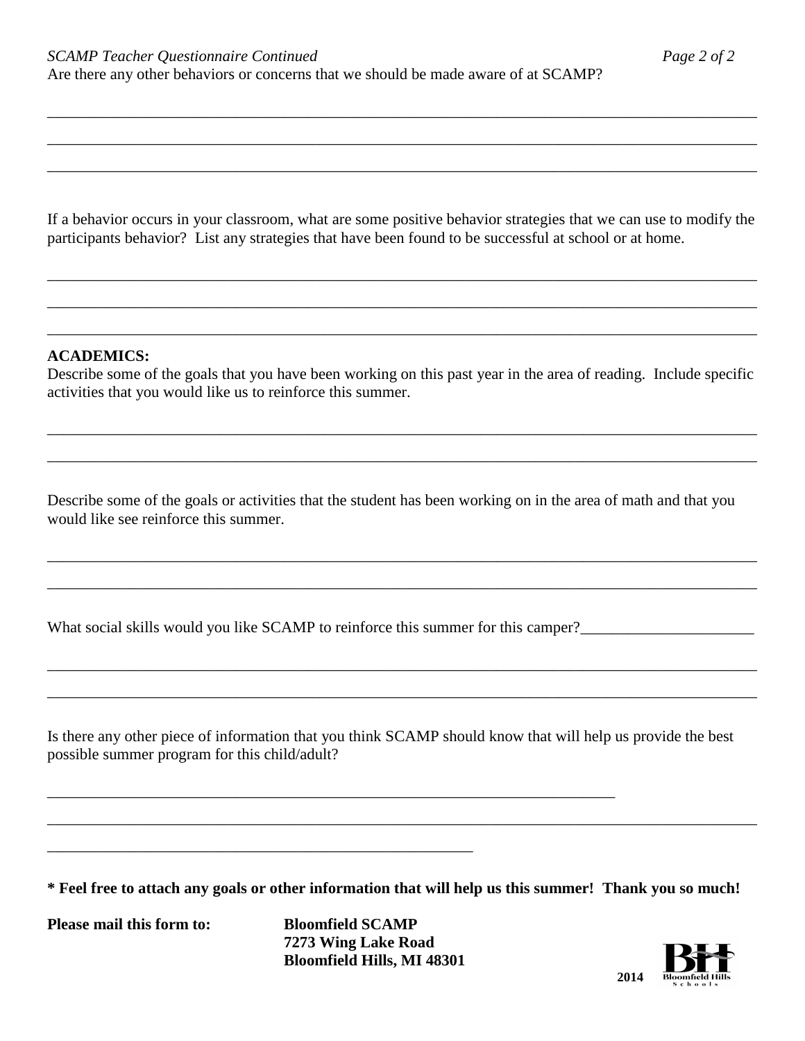Are there any other behaviors or concerns that we should be made aware of at SCAMP?

___________________________________________________________________________________

___________________________________________________________________________________

___________________________________________________________________________________

If a behavior occurs in your classroom, what are some positive behavior strategies that we can use to modify the participants behavior? List any strategies that have been found to be successful at school or at home.

___________________________________________________________________________________

___________________________________________________________________________________

___________________________________________________________________________________

**ACADEMICS:**

Describe some of the goals that you have been working on this past year in the area of reading. Include specific activities that you would like us to reinforce this summer.

___________________________________________________________________________________

___________________________________________________________________________________

Describe some of the goals or activities that the student has been working on in the area of math and that you would like see reinforce this summer.

___________________________________________________________________________________

___________________________________________________________________________________

What social skills would you like SCAMP to reinforce this summer for this camper?______________________

___________________________________________________________________________________

___________________________________________________________________________________

Is there any other piece of information that you think SCAMP should know that will help us provide the best possible summer program for this child/adult?

___________________________________________________________________

___________________________________________________________________________________

______________________________________________

**\* Feel free to attach any goals or other information that will help us this summer! Thank you so much!**

**Please mail this form to:** **Bloomfield SCAMP**
**7273 Wing Lake Road**
**Bloomfield Hills, MI 48301**

**2014**

Bloomfield Hills Schools